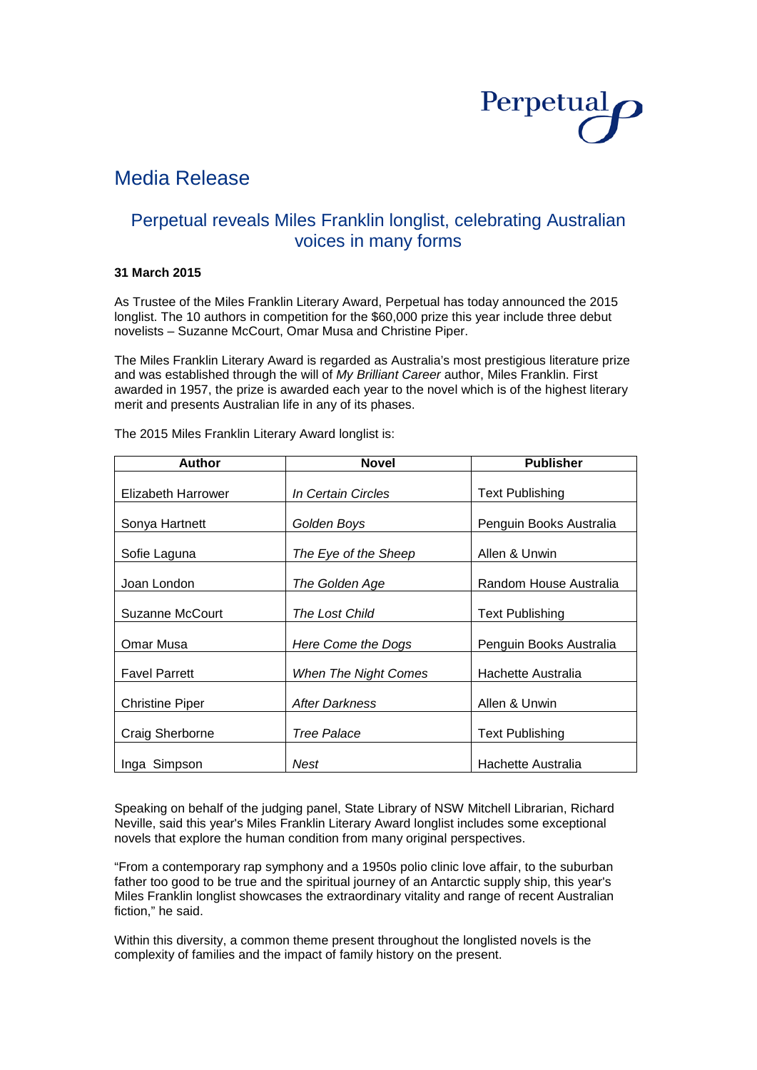Perpetual

# Media Release

## Perpetual reveals Miles Franklin longlist, celebrating Australian voices in many forms

**31 March 2015**

As Trustee of the Miles Franklin Literary Award, Perpetual has today announced the 2015 longlist. The 10 authors in competition for the $60,000 prize this year include three debut novelists – Suzanne McCourt, Omar Musa and Christine Piper.

The Miles Franklin Literary Award is regarded as Australia's most prestigious literature prize and was established through the will of *My Brilliant Career* author, Miles Franklin. First awarded in 1957, the prize is awarded each year to the novel which is of the highest literary merit and presents Australian life in any of its phases.

The 2015 Miles Franklin Literary Award longlist is:

| Author | Novel | Publisher |
|---|---|---|
| Elizabeth Harrower | *In Certain Circles* | Text Publishing |
| Sonya Hartnett | *Golden Boys* | Penguin Books Australia |
| Sofie Laguna | *The Eye of the Sheep* | Allen & Unwin |
| Joan London | *The Golden Age* | Random House Australia |
| Suzanne McCourt | *The Lost Child* | Text Publishing |
| Omar Musa | *Here Come the Dogs* | Penguin Books Australia |
| Favel Parrett | *When The Night Comes* | Hachette Australia |
| Christine Piper | *After Darkness* | Allen & Unwin |
| Craig Sherborne | *Tree Palace* | Text Publishing |
| Inga Simpson | *Nest* | Hachette Australia |

Speaking on behalf of the judging panel, State Library of NSW Mitchell Librarian, Richard Neville, said this year's Miles Franklin Literary Award longlist includes some exceptional novels that explore the human condition from many original perspectives.

"From a contemporary rap symphony and a 1950s polio clinic love affair, to the suburban father too good to be true and the spiritual journey of an Antarctic supply ship, this year's Miles Franklin longlist showcases the extraordinary vitality and range of recent Australian fiction," he said.

Within this diversity, a common theme present throughout the longlisted novels is the complexity of families and the impact of family history on the present.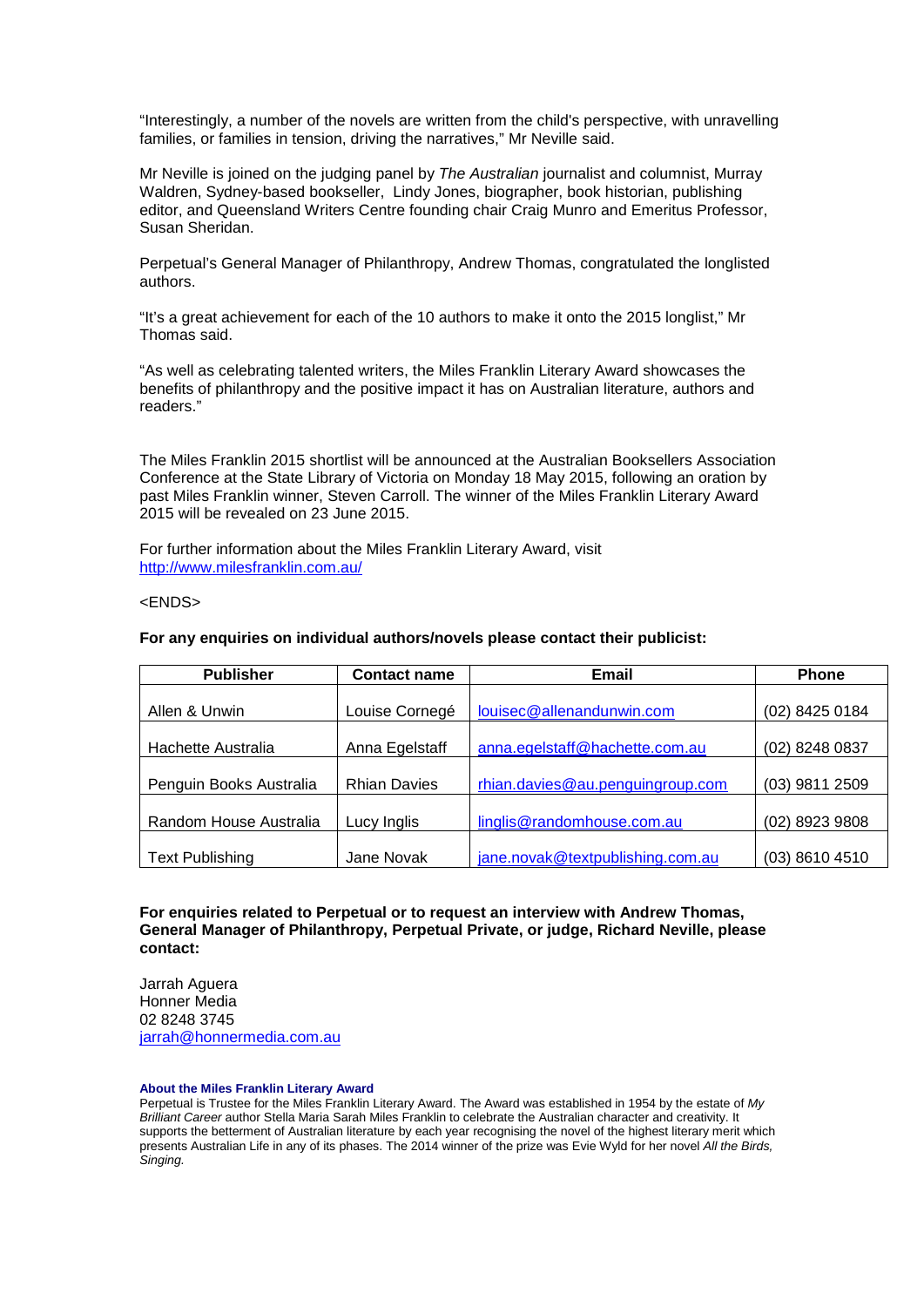"Interestingly, a number of the novels are written from the child's perspective, with unravelling families, or families in tension, driving the narratives," Mr Neville said.

Mr Neville is joined on the judging panel by *The Australian* journalist and columnist, Murray Waldren, Sydney-based bookseller, Lindy Jones, biographer, book historian, publishing editor, and Queensland Writers Centre founding chair Craig Munro and Emeritus Professor, Susan Sheridan.

Perpetual's General Manager of Philanthropy, Andrew Thomas, congratulated the longlisted authors.

"It's a great achievement for each of the 10 authors to make it onto the 2015 longlist," Mr Thomas said.

"As well as celebrating talented writers, the Miles Franklin Literary Award showcases the benefits of philanthropy and the positive impact it has on Australian literature, authors and readers."

The Miles Franklin 2015 shortlist will be announced at the Australian Booksellers Association Conference at the State Library of Victoria on Monday 18 May 2015, following an oration by past Miles Franklin winner, Steven Carroll. The winner of the Miles Franklin Literary Award 2015 will be revealed on 23 June 2015.

For further information about the Miles Franklin Literary Award, visit http://www.milesfranklin.com.au/

<ENDS>

**For any enquiries on individual authors/novels please contact their publicist:**

| Publisher | Contact name | Email | Phone |
|---|---|---|---|
| Allen & Unwin | Louise Cornegé | louisec@allenandunwin.com | (02) 8425 0184 |
| Hachette Australia | Anna Egelstaff | anna.egelstaff@hachette.com.au | (02) 8248 0837 |
| Penguin Books Australia | Rhian Davies | rhian.davies@au.penguingroup.com | (03) 9811 2509 |
| Random House Australia | Lucy Inglis | linglis@randomhouse.com.au | (02) 8923 9808 |
| Text Publishing | Jane Novak | jane.novak@textpublishing.com.au | (03) 8610 4510 |

**For enquiries related to Perpetual or to request an interview with Andrew Thomas, General Manager of Philanthropy, Perpetual Private, or judge, Richard Neville, please contact:**

Jarrah Aguera
Honner Media
02 8248 3745
jarrah@honnermedia.com.au

**About the Miles Franklin Literary Award**

Perpetual is Trustee for the Miles Franklin Literary Award. The Award was established in 1954 by the estate of *My Brilliant Career* author Stella Maria Sarah Miles Franklin to celebrate the Australian character and creativity. It supports the betterment of Australian literature by each year recognising the novel of the highest literary merit which presents Australian Life in any of its phases. The 2014 winner of the prize was Evie Wyld for her novel *All the Birds, Singing.*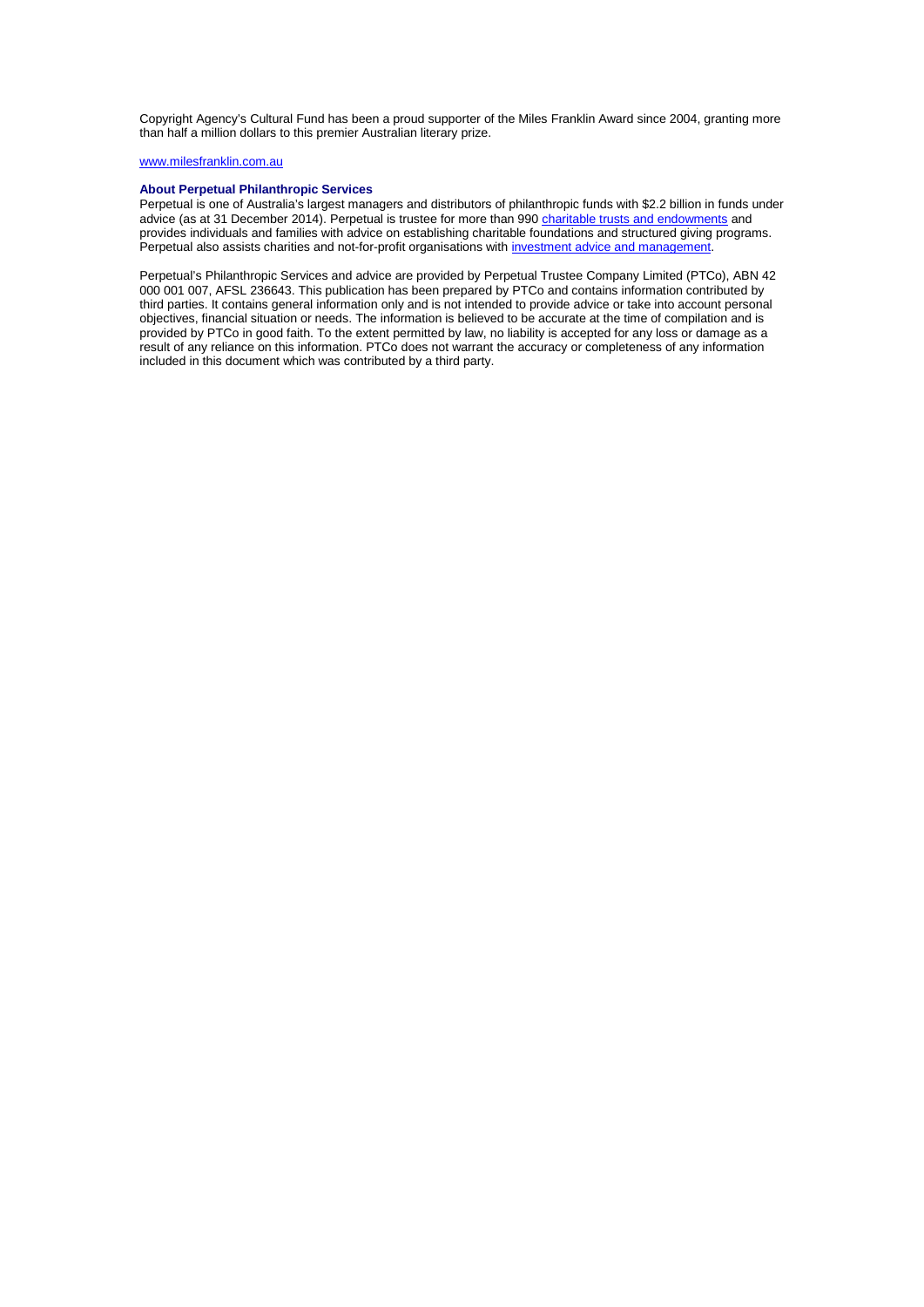Copyright Agency's Cultural Fund has been a proud supporter of the Miles Franklin Award since 2004, granting more than half a million dollars to this premier Australian literary prize.

[www.milesfranklin.com.au](http://www.milesfranklin.com.au)

**About Perpetual Philanthropic Services**

Perpetual is one of Australia's largest managers and distributors of philanthropic funds with $2.2 billion in funds under advice (as at 31 December 2014). Perpetual is trustee for more than 990 charitable trusts and endowments and provides individuals and families with advice on establishing charitable foundations and structured giving programs. Perpetual also assists charities and not-for-profit organisations with investment advice and management.

Perpetual's Philanthropic Services and advice are provided by Perpetual Trustee Company Limited (PTCo), ABN 42 000 001 007, AFSL 236643. This publication has been prepared by PTCo and contains information contributed by third parties. It contains general information only and is not intended to provide advice or take into account personal objectives, financial situation or needs. The information is believed to be accurate at the time of compilation and is provided by PTCo in good faith. To the extent permitted by law, no liability is accepted for any loss or damage as a result of any reliance on this information. PTCo does not warrant the accuracy or completeness of any information included in this document which was contributed by a third party.